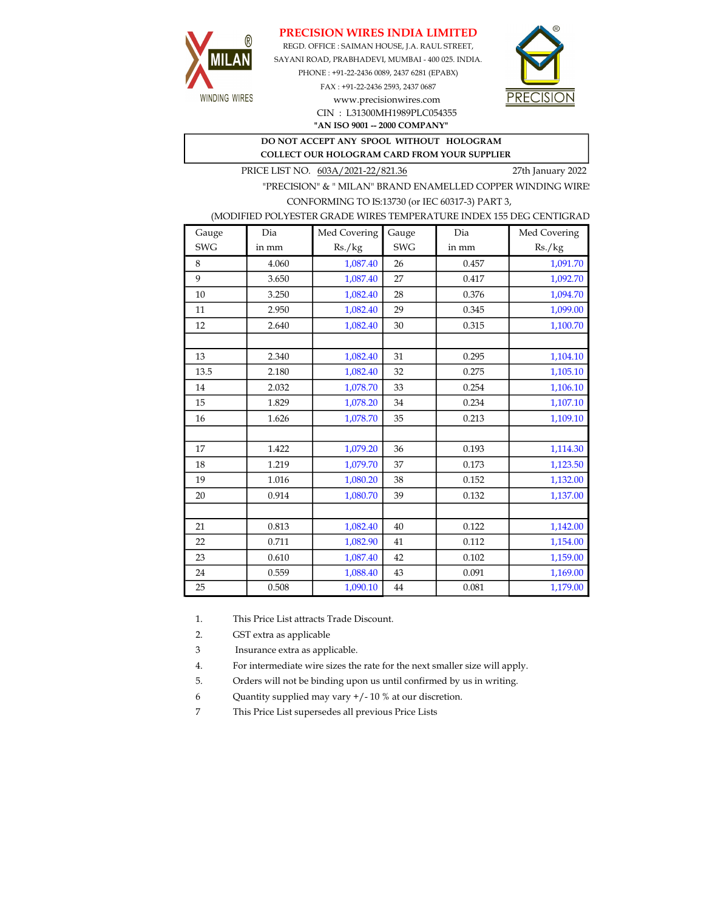# PRECISION WIRES INDIA LIMITED

MILAN® WINDING WIRES

REGD. OFFICE : SAIMAN HOUSE, J.A. RAUL STREET,
SAYANI ROAD, PRABHADEVI, MUMBAI - 400 025. INDIA.
PHONE : +91-22-2436 0089, 2437 6281 (EPABX)
FAX : +91-22-2436 2593, 2437 0687
www.precisionwires.com
CIN : L31300MH1989PLC054355
**"AN ISO 9001 -- 2000 COMPANY"**

PRECISION®

**DO NOT ACCEPT ANY SPOOL WITHOUT HOLOGRAM**
**COLLECT OUR HOLOGRAM CARD FROM YOUR SUPPLIER**

PRICE LIST NO. 603A/2021-22/821.36 27th January 2022

"PRECISION" & " MILAN" BRAND ENAMELLED COPPER WINDING WIRES
CONFORMING TO IS:13730 (or IEC 60317-3) PART 3,
(MODIFIED POLYESTER GRADE WIRES TEMPERATURE INDEX 155 DEG CENTIGRADE

| Gauge SWG | Dia in mm | Med Covering Rs./kg | Gauge SWG | Dia in mm | Med Covering Rs./kg |
|---|---|---|---|---|---|
| 8 | 4.060 | 1,087.40 | 26 | 0.457 | 1,091.70 |
| 9 | 3.650 | 1,087.40 | 27 | 0.417 | 1,092.70 |
| 10 | 3.250 | 1,082.40 | 28 | 0.376 | 1,094.70 |
| 11 | 2.950 | 1,082.40 | 29 | 0.345 | 1,099.00 |
| 12 | 2.640 | 1,082.40 | 30 | 0.315 | 1,100.70 |
| | | | | | |
| 13 | 2.340 | 1,082.40 | 31 | 0.295 | 1,104.10 |
| 13.5 | 2.180 | 1,082.40 | 32 | 0.275 | 1,105.10 |
| 14 | 2.032 | 1,078.70 | 33 | 0.254 | 1,106.10 |
| 15 | 1.829 | 1,078.20 | 34 | 0.234 | 1,107.10 |
| 16 | 1.626 | 1,078.70 | 35 | 0.213 | 1,109.10 |
| | | | | | |
| 17 | 1.422 | 1,079.20 | 36 | 0.193 | 1,114.30 |
| 18 | 1.219 | 1,079.70 | 37 | 0.173 | 1,123.50 |
| 19 | 1.016 | 1,080.20 | 38 | 0.152 | 1,132.00 |
| 20 | 0.914 | 1,080.70 | 39 | 0.132 | 1,137.00 |
| | | | | | |
| 21 | 0.813 | 1,082.40 | 40 | 0.122 | 1,142.00 |
| 22 | 0.711 | 1,082.90 | 41 | 0.112 | 1,154.00 |
| 23 | 0.610 | 1,087.40 | 42 | 0.102 | 1,159.00 |
| 24 | 0.559 | 1,088.40 | 43 | 0.091 | 1,169.00 |
| 25 | 0.508 | 1,090.10 | 44 | 0.081 | 1,179.00 |

1. This Price List attracts Trade Discount.
2. GST extra as applicable
3 Insurance extra as applicable.
4. For intermediate wire sizes the rate for the next smaller size will apply.
5. Orders will not be binding upon us until confirmed by us in writing.
6 Quantity supplied may vary +/- 10 % at our discretion.
7 This Price List supersedes all previous Price Lists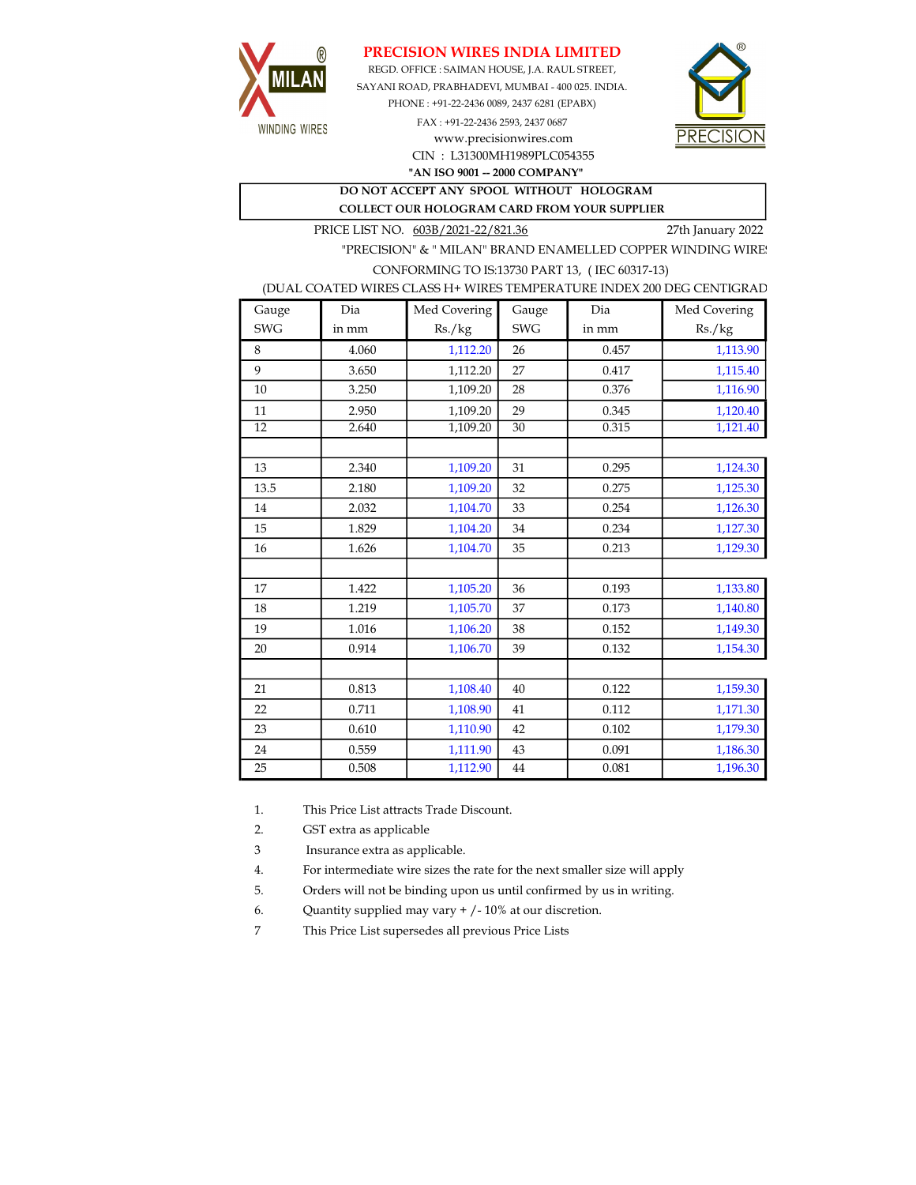MILAN® WINDING WIRES

# PRECISION WIRES INDIA LIMITED

REGD. OFFICE : SAIMAN HOUSE, J.A. RAUL STREET,
SAYANI ROAD, PRABHADEVI, MUMBAI - 400 025. INDIA.
PHONE : +91-22-2436 0089, 2437 6281 (EPABX)
FAX : +91-22-2436 2593, 2437 0687
www.precisionwires.com
CIN : L31300MH1989PLC054355
**"AN ISO 9001 -- 2000 COMPANY"**

PRECISION®

**DO NOT ACCEPT ANY SPOOL WITHOUT HOLOGRAM**
**COLLECT OUR HOLOGRAM CARD FROM YOUR SUPPLIER**

PRICE LIST NO. 603B/2021-22/821.36 27th January 2022

"PRECISION" & " MILAN" BRAND ENAMELLED COPPER WINDING WIRES

CONFORMING TO IS:13730 PART 13, ( IEC 60317-13)

(DUAL COATED WIRES CLASS H+ WIRES TEMPERATURE INDEX 200 DEG CENTIGRAD

| Gauge SWG | Dia in mm | Med Covering Rs./kg | Gauge SWG | Dia in mm | Med Covering Rs./kg |
|---|---|---|---|---|---|
| 8 | 4.060 | 1,112.20 | 26 | 0.457 | 1,113.90 |
| 9 | 3.650 | 1,112.20 | 27 | 0.417 | 1,115.40 |
| 10 | 3.250 | 1,109.20 | 28 | 0.376 | 1,116.90 |
| 11 | 2.950 | 1,109.20 | 29 | 0.345 | 1,120.40 |
| 12 | 2.640 | 1,109.20 | 30 | 0.315 | 1,121.40 |
| | | | | | |
| 13 | 2.340 | 1,109.20 | 31 | 0.295 | 1,124.30 |
| 13.5 | 2.180 | 1,109.20 | 32 | 0.275 | 1,125.30 |
| 14 | 2.032 | 1,104.70 | 33 | 0.254 | 1,126.30 |
| 15 | 1.829 | 1,104.20 | 34 | 0.234 | 1,127.30 |
| 16 | 1.626 | 1,104.70 | 35 | 0.213 | 1,129.30 |
| | | | | | |
| 17 | 1.422 | 1,105.20 | 36 | 0.193 | 1,133.80 |
| 18 | 1.219 | 1,105.70 | 37 | 0.173 | 1,140.80 |
| 19 | 1.016 | 1,106.20 | 38 | 0.152 | 1,149.30 |
| 20 | 0.914 | 1,106.70 | 39 | 0.132 | 1,154.30 |
| | | | | | |
| 21 | 0.813 | 1,108.40 | 40 | 0.122 | 1,159.30 |
| 22 | 0.711 | 1,108.90 | 41 | 0.112 | 1,171.30 |
| 23 | 0.610 | 1,110.90 | 42 | 0.102 | 1,179.30 |
| 24 | 0.559 | 1,111.90 | 43 | 0.091 | 1,186.30 |
| 25 | 0.508 | 1,112.90 | 44 | 0.081 | 1,196.30 |

1. This Price List attracts Trade Discount.
2. GST extra as applicable
3. Insurance extra as applicable.
4. For intermediate wire sizes the rate for the next smaller size will apply
5. Orders will not be binding upon us until confirmed by us in writing.
6. Quantity supplied may vary + /- 10% at our discretion.
7. This Price List supersedes all previous Price Lists